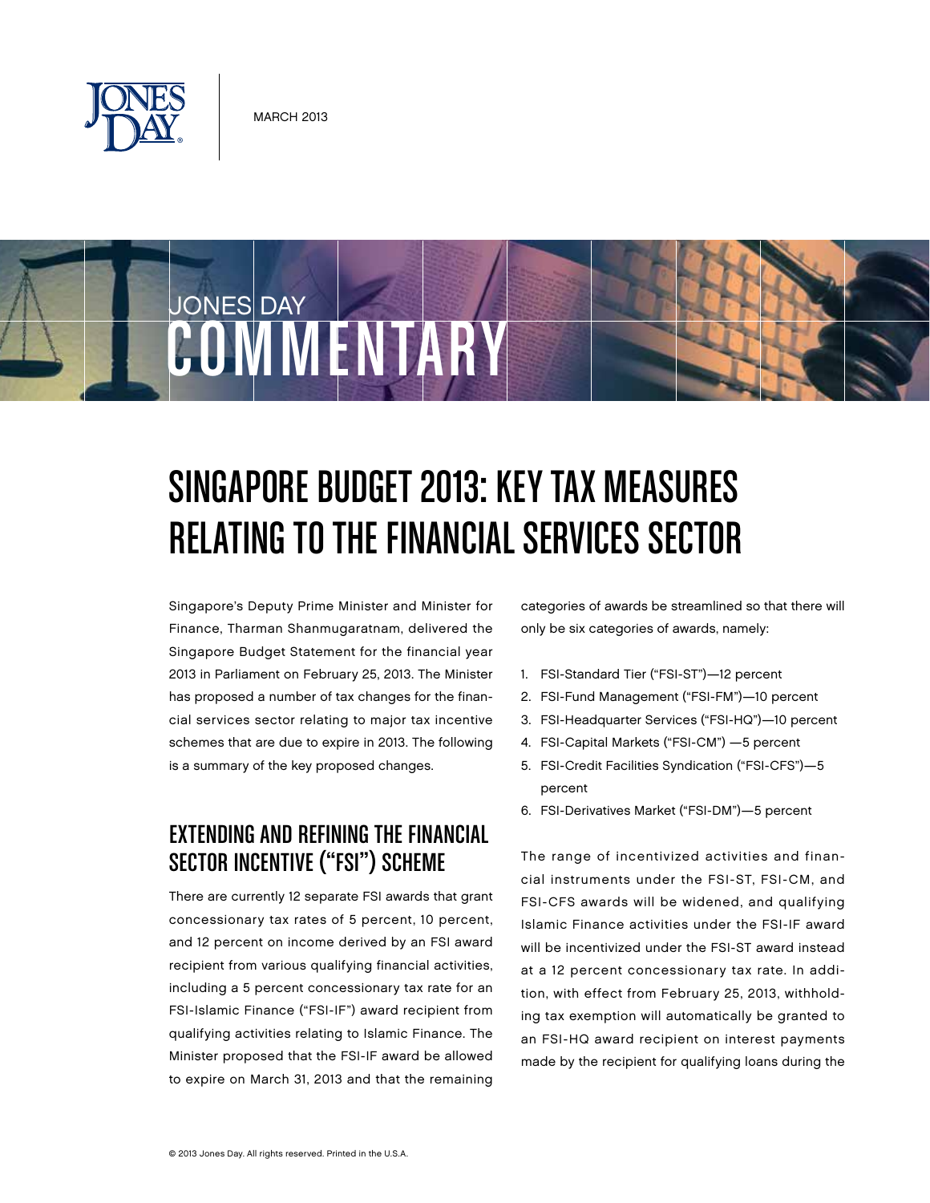MARCH 2013

JONES DAY COMMENTARY

# SINGAPORE BUDGET 2013: KEY TAX MEASURES RELATING TO THE FINANCIAL SERVICES SECTOR

Singapore's Deputy Prime Minister and Minister for Finance, Tharman Shanmugaratnam, delivered the Singapore Budget Statement for the financial year 2013 in Parliament on February 25, 2013. The Minister has proposed a number of tax changes for the financial services sector relating to major tax incentive schemes that are due to expire in 2013. The following is a summary of the key proposed changes.

## EXTENDING AND REFINING THE FINANCIAL SECTOR INCENTIVE ("FSI") SCHEME

There are currently 12 separate FSI awards that grant concessionary tax rates of 5 percent, 10 percent, and 12 percent on income derived by an FSI award recipient from various qualifying financial activities, including a 5 percent concessionary tax rate for an FSI-Islamic Finance ("FSI-IF") award recipient from qualifying activities relating to Islamic Finance. The Minister proposed that the FSI-IF award be allowed to expire on March 31, 2013 and that the remaining categories of awards be streamlined so that there will only be six categories of awards, namely:

1. FSI-Standard Tier ("FSI-ST")—12 percent
2. FSI-Fund Management ("FSI-FM")—10 percent
3. FSI-Headquarter Services ("FSI-HQ")—10 percent
4. FSI-Capital Markets ("FSI-CM") —5 percent
5. FSI-Credit Facilities Syndication ("FSI-CFS")—5 percent
6. FSI-Derivatives Market ("FSI-DM")—5 percent

The range of incentivized activities and financial instruments under the FSI-ST, FSI-CM, and FSI-CFS awards will be widened, and qualifying Islamic Finance activities under the FSI-IF award will be incentivized under the FSI-ST award instead at a 12 percent concessionary tax rate. In addition, with effect from February 25, 2013, withholding tax exemption will automatically be granted to an FSI-HQ award recipient on interest payments made by the recipient for qualifying loans during the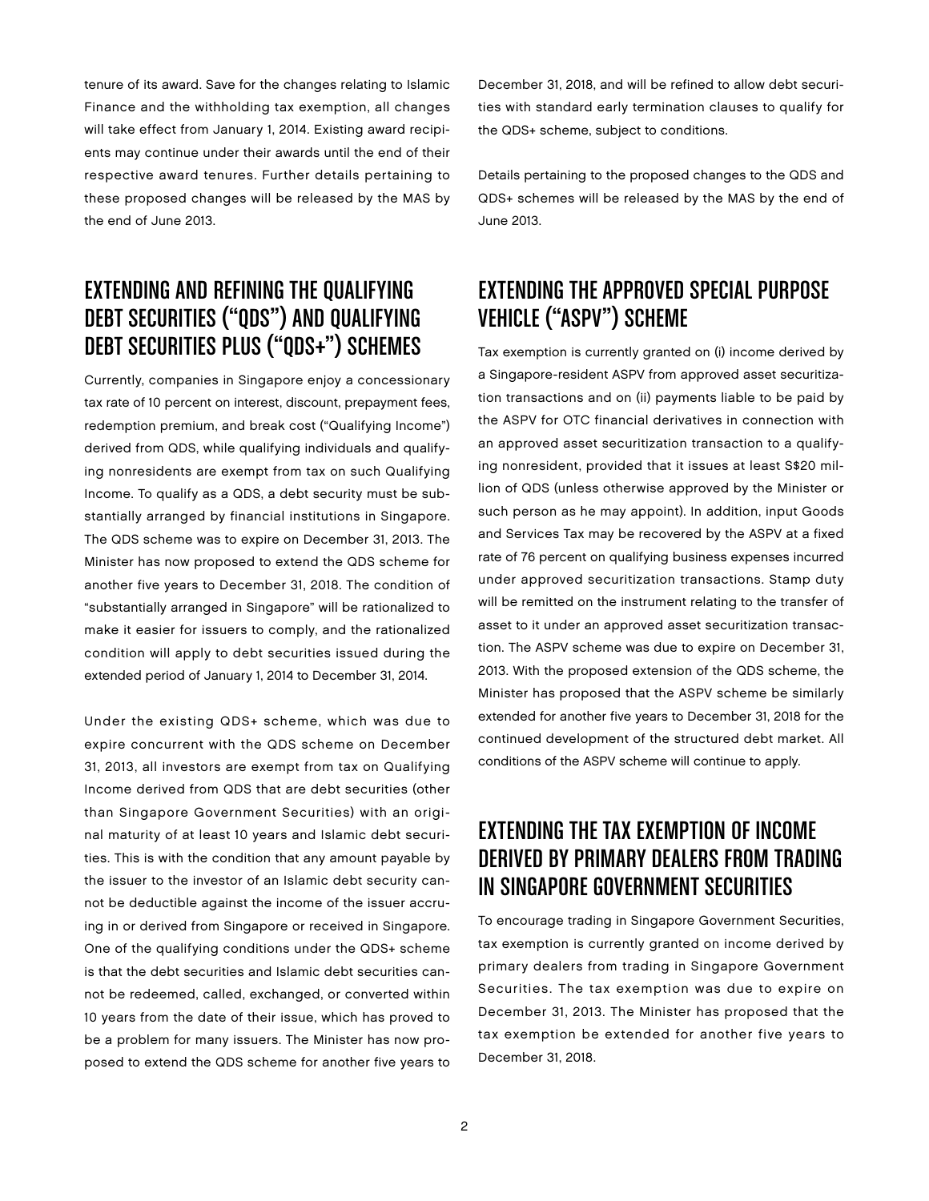tenure of its award. Save for the changes relating to Islamic Finance and the withholding tax exemption, all changes will take effect from January 1, 2014. Existing award recipients may continue under their awards until the end of their respective award tenures. Further details pertaining to these proposed changes will be released by the MAS by the end of June 2013.

## EXTENDING AND REFINING THE QUALIFYING DEBT SECURITIES ("QDS") AND QUALIFYING DEBT SECURITIES PLUS ("QDS+") SCHEMES

Currently, companies in Singapore enjoy a concessionary tax rate of 10 percent on interest, discount, prepayment fees, redemption premium, and break cost ("Qualifying Income") derived from QDS, while qualifying individuals and qualifying nonresidents are exempt from tax on such Qualifying Income. To qualify as a QDS, a debt security must be substantially arranged by financial institutions in Singapore. The QDS scheme was to expire on December 31, 2013. The Minister has now proposed to extend the QDS scheme for another five years to December 31, 2018. The condition of "substantially arranged in Singapore" will be rationalized to make it easier for issuers to comply, and the rationalized condition will apply to debt securities issued during the extended period of January 1, 2014 to December 31, 2014.

Under the existing QDS+ scheme, which was due to expire concurrent with the QDS scheme on December 31, 2013, all investors are exempt from tax on Qualifying Income derived from QDS that are debt securities (other than Singapore Government Securities) with an original maturity of at least 10 years and Islamic debt securities. This is with the condition that any amount payable by the issuer to the investor of an Islamic debt security cannot be deductible against the income of the issuer accruing in or derived from Singapore or received in Singapore. One of the qualifying conditions under the QDS+ scheme is that the debt securities and Islamic debt securities cannot be redeemed, called, exchanged, or converted within 10 years from the date of their issue, which has proved to be a problem for many issuers. The Minister has now proposed to extend the QDS scheme for another five years to December 31, 2018, and will be refined to allow debt securities with standard early termination clauses to qualify for the QDS+ scheme, subject to conditions.

Details pertaining to the proposed changes to the QDS and QDS+ schemes will be released by the MAS by the end of June 2013.

## EXTENDING THE APPROVED SPECIAL PURPOSE VEHICLE ("ASPV") SCHEME

Tax exemption is currently granted on (i) income derived by a Singapore-resident ASPV from approved asset securitization transactions and on (ii) payments liable to be paid by the ASPV for OTC financial derivatives in connection with an approved asset securitization transaction to a qualifying nonresident, provided that it issues at least S$20 million of QDS (unless otherwise approved by the Minister or such person as he may appoint). In addition, input Goods and Services Tax may be recovered by the ASPV at a fixed rate of 76 percent on qualifying business expenses incurred under approved securitization transactions. Stamp duty will be remitted on the instrument relating to the transfer of asset to it under an approved asset securitization transaction. The ASPV scheme was due to expire on December 31, 2013. With the proposed extension of the QDS scheme, the Minister has proposed that the ASPV scheme be similarly extended for another five years to December 31, 2018 for the continued development of the structured debt market. All conditions of the ASPV scheme will continue to apply.

## EXTENDING THE TAX EXEMPTION OF INCOME DERIVED BY PRIMARY DEALERS FROM TRADING IN SINGAPORE GOVERNMENT SECURITIES

To encourage trading in Singapore Government Securities, tax exemption is currently granted on income derived by primary dealers from trading in Singapore Government Securities. The tax exemption was due to expire on December 31, 2013. The Minister has proposed that the tax exemption be extended for another five years to December 31, 2018.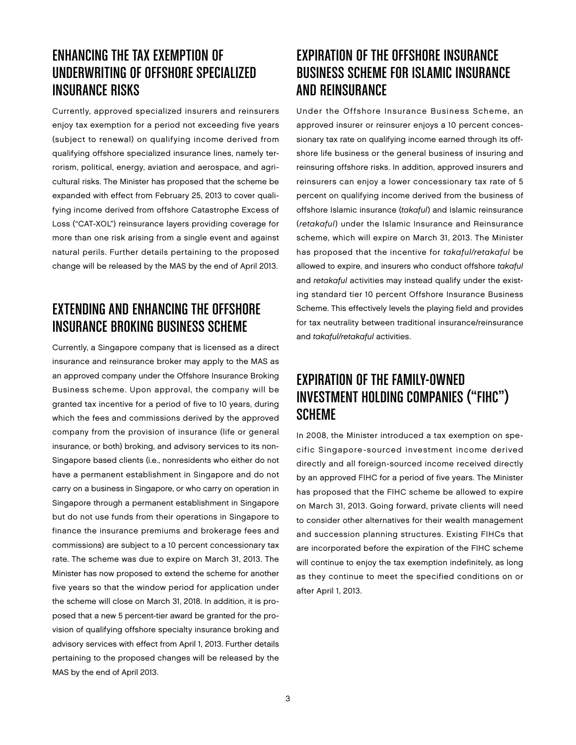## ENHANCING THE TAX EXEMPTION OF UNDERWRITING OF OFFSHORE SPECIALIZED INSURANCE RISKS

Currently, approved specialized insurers and reinsurers enjoy tax exemption for a period not exceeding five years (subject to renewal) on qualifying income derived from qualifying offshore specialized insurance lines, namely terrorism, political, energy, aviation and aerospace, and agricultural risks. The Minister has proposed that the scheme be expanded with effect from February 25, 2013 to cover qualifying income derived from offshore Catastrophe Excess of Loss ("CAT-XOL") reinsurance layers providing coverage for more than one risk arising from a single event and against natural perils. Further details pertaining to the proposed change will be released by the MAS by the end of April 2013.

## EXTENDING AND ENHANCING THE OFFSHORE INSURANCE BROKING BUSINESS SCHEME

Currently, a Singapore company that is licensed as a direct insurance and reinsurance broker may apply to the MAS as an approved company under the Offshore Insurance Broking Business scheme. Upon approval, the company will be granted tax incentive for a period of five to 10 years, during which the fees and commissions derived by the approved company from the provision of insurance (life or general insurance, or both) broking, and advisory services to its non-Singapore based clients (i.e., nonresidents who either do not have a permanent establishment in Singapore and do not carry on a business in Singapore, or who carry on operation in Singapore through a permanent establishment in Singapore but do not use funds from their operations in Singapore to finance the insurance premiums and brokerage fees and commissions) are subject to a 10 percent concessionary tax rate. The scheme was due to expire on March 31, 2013. The Minister has now proposed to extend the scheme for another five years so that the window period for application under the scheme will close on March 31, 2018. In addition, it is proposed that a new 5 percent-tier award be granted for the provision of qualifying offshore specialty insurance broking and advisory services with effect from April 1, 2013. Further details pertaining to the proposed changes will be released by the MAS by the end of April 2013.

## EXPIRATION OF THE OFFSHORE INSURANCE BUSINESS SCHEME FOR ISLAMIC INSURANCE AND REINSURANCE

Under the Offshore Insurance Business Scheme, an approved insurer or reinsurer enjoys a 10 percent concessionary tax rate on qualifying income earned through its offshore life business or the general business of insuring and reinsuring offshore risks. In addition, approved insurers and reinsurers can enjoy a lower concessionary tax rate of 5 percent on qualifying income derived from the business of offshore Islamic insurance (*takaful*) and Islamic reinsurance (*retakaful*) under the Islamic Insurance and Reinsurance scheme, which will expire on March 31, 2013. The Minister has proposed that the incentive for *takaful/retakaful* be allowed to expire, and insurers who conduct offshore *takaful* and *retakaful* activities may instead qualify under the existing standard tier 10 percent Offshore Insurance Business Scheme. This effectively levels the playing field and provides for tax neutrality between traditional insurance/reinsurance and *takaful/retakaful* activities.

## EXPIRATION OF THE FAMILY-OWNED INVESTMENT HOLDING COMPANIES ("FIHC") SCHEME

In 2008, the Minister introduced a tax exemption on specific Singapore-sourced investment income derived directly and all foreign-sourced income received directly by an approved FIHC for a period of five years. The Minister has proposed that the FIHC scheme be allowed to expire on March 31, 2013. Going forward, private clients will need to consider other alternatives for their wealth management and succession planning structures. Existing FIHCs that are incorporated before the expiration of the FIHC scheme will continue to enjoy the tax exemption indefinitely, as long as they continue to meet the specified conditions on or after April 1, 2013.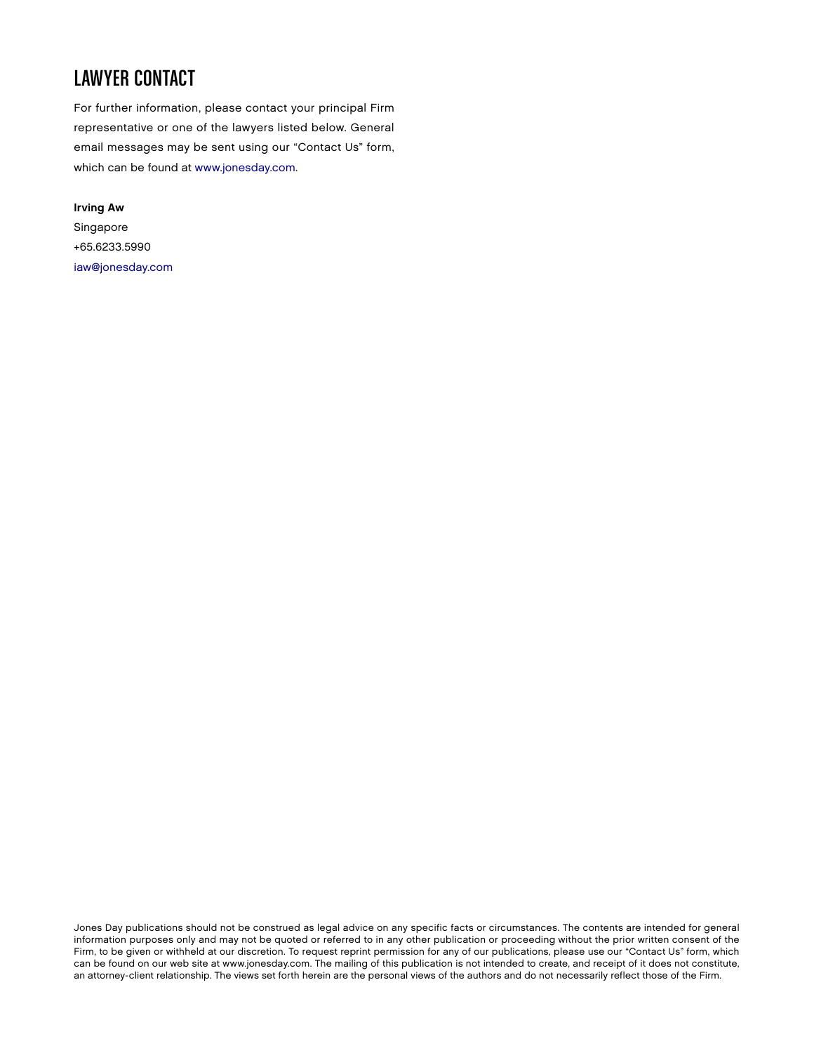## LAWYER CONTACT

For further information, please contact your principal Firm representative or one of the lawyers listed below. General email messages may be sent using our "Contact Us" form, which can be found at www.jonesday.com.

**Irving Aw**
Singapore
+65.6233.5990
iaw@jonesday.com

Jones Day publications should not be construed as legal advice on any specific facts or circumstances. The contents are intended for general information purposes only and may not be quoted or referred to in any other publication or proceeding without the prior written consent of the Firm, to be given or withheld at our discretion. To request reprint permission for any of our publications, please use our "Contact Us" form, which can be found on our web site at www.jonesday.com. The mailing of this publication is not intended to create, and receipt of it does not constitute, an attorney-client relationship. The views set forth herein are the personal views of the authors and do not necessarily reflect those of the Firm.